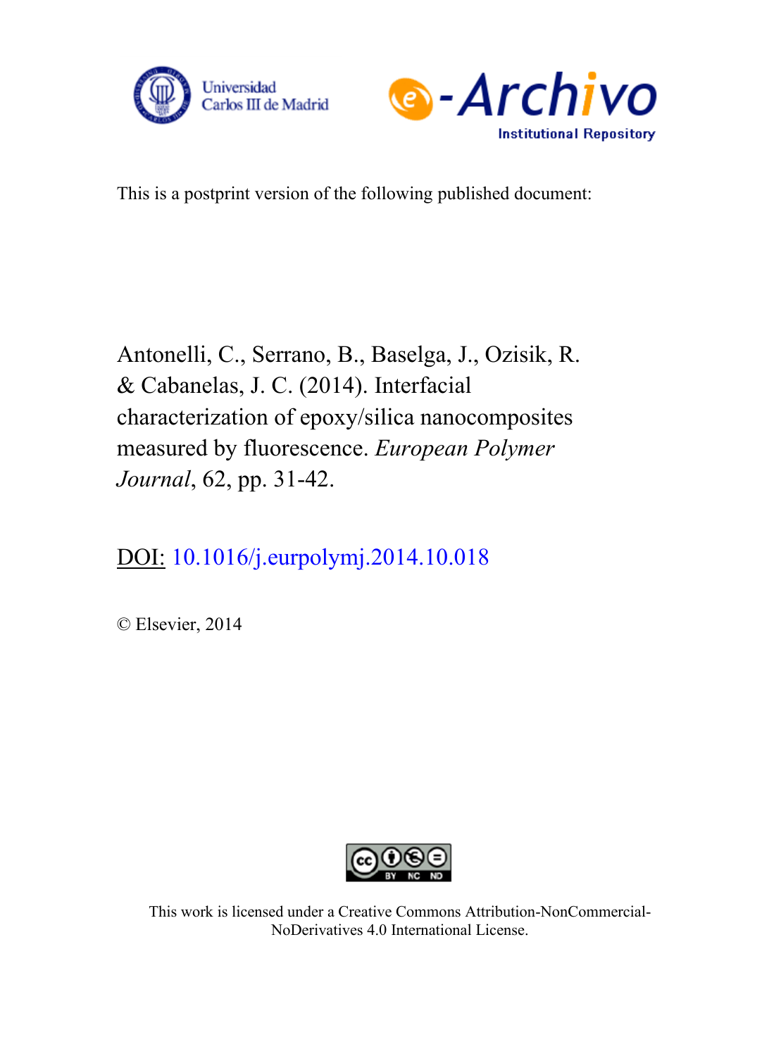Universidad Carlos III de Madrid

e-Archivo Institutional Repository

This is a postprint version of the following published document:

Antonelli, C., Serrano, B., Baselga, J., Ozisik, R. & Cabanelas, J. C. (2014). Interfacial characterization of epoxy/silica nanocomposites measured by fluorescence. *European Polymer Journal*, 62, pp. 31-42.

DOI: 10.1016/j.eurpolymj.2014.10.018

© Elsevier, 2014

This work is licensed under a Creative Commons Attribution-NonCommercial-NoDerivatives 4.0 International License.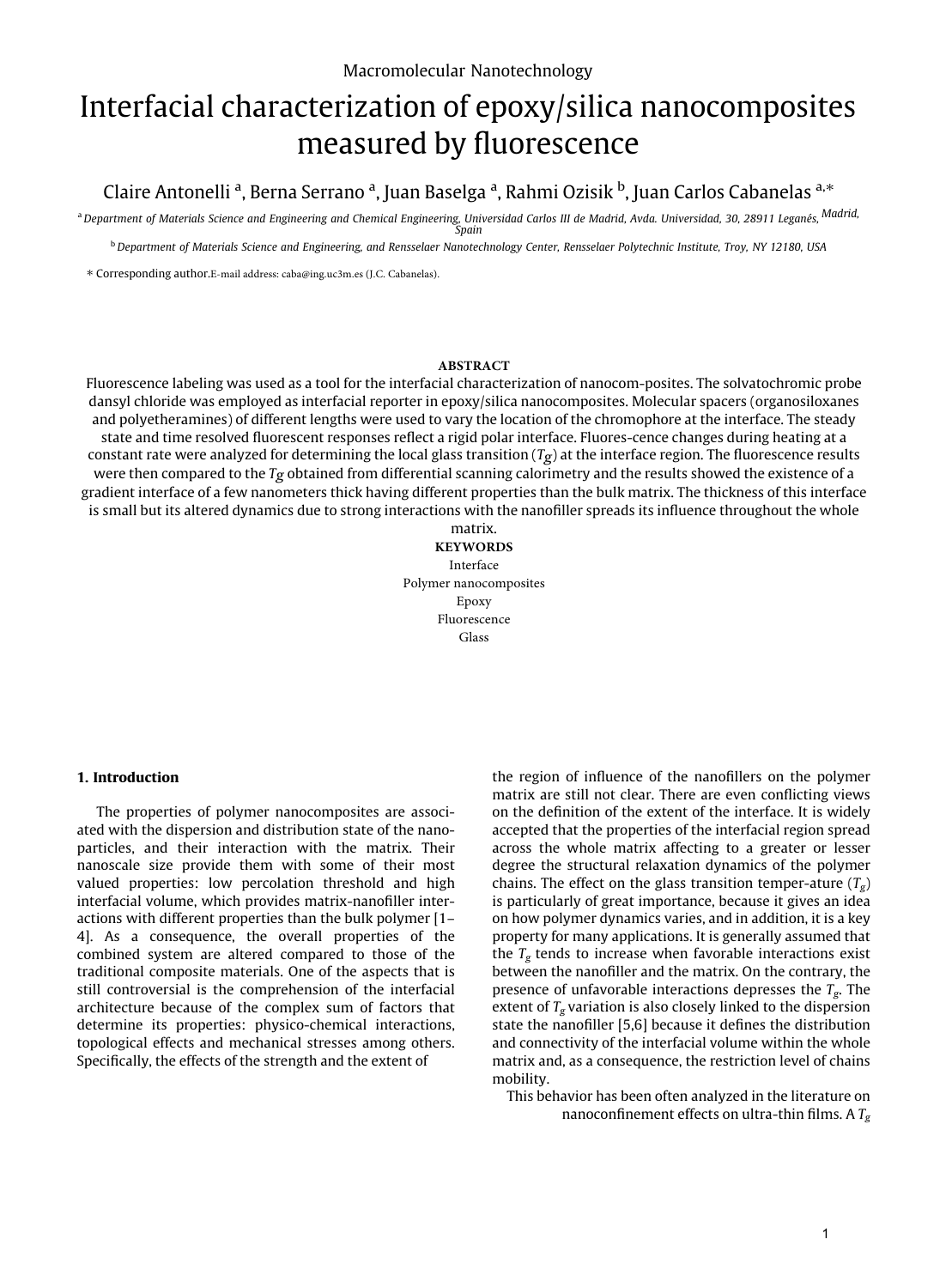Macromolecular Nanotechnology

# Interfacial characterization of epoxy/silica nanocomposites measured by fluorescence

Claire Antonelli [a], Berna Serrano [a], Juan Baselga [a], Rahmi Ozisik [b], Juan Carlos Cabanelas [a,*]

[a] *Department of Materials Science and Engineering and Chemical Engineering, Universidad Carlos III de Madrid, Avda. Universidad, 30, 28911 Leganés, Madrid, Spain*

[b] *Department of Materials Science and Engineering, and Rensselaer Nanotechnology Center, Rensselaer Polytechnic Institute, Troy, NY 12180, USA*

\* Corresponding author. E-mail address: caba@ing.uc3m.es (J.C. Cabanelas).

**ABSTRACT**

Fluorescence labeling was used as a tool for the interfacial characterization of nanocom-posites. The solvatochromic probe dansyl chloride was employed as interfacial reporter in epoxy/silica nanocomposites. Molecular spacers (organosiloxanes and polyetheramines) of different lengths were used to vary the location of the chromophore at the interface. The steady state and time resolved fluorescent responses reflect a rigid polar interface. Fluores-cence changes during heating at a constant rate were analyzed for determining the local glass transition ($T_g$) at the interface region. The fluorescence results were then compared to the $T_g$ obtained from differential scanning calorimetry and the results showed the existence of a gradient interface of a few nanometers thick having different properties than the bulk matrix. The thickness of this interface is small but its altered dynamics due to strong interactions with the nanofiller spreads its influence throughout the whole matrix.

**KEYWORDS**

Interface
Polymer nanocomposites
Epoxy
Fluorescence
Glass

## 1. Introduction

The properties of polymer nanocomposites are associated with the dispersion and distribution state of the nanoparticles, and their interaction with the matrix. Their nanoscale size provide them with some of their most valued properties: low percolation threshold and high interfacial volume, which provides matrix-nanofiller interactions with different properties than the bulk polymer [1–4]. As a consequence, the overall properties of the combined system are altered compared to those of the traditional composite materials. One of the aspects that is still controversial is the comprehension of the interfacial architecture because of the complex sum of factors that determine its properties: physico-chemical interactions, topological effects and mechanical stresses among others. Specifically, the effects of the strength and the extent of the region of influence of the nanofillers on the polymer matrix are still not clear. There are even conflicting views on the definition of the extent of the interface. It is widely accepted that the properties of the interfacial region spread across the whole matrix affecting to a greater or lesser degree the structural relaxation dynamics of the polymer chains. The effect on the glass transition temper-ature ($T_g$) is particularly of great importance, because it gives an idea on how polymer dynamics varies, and in addition, it is a key property for many applications. It is generally assumed that the $T_g$ tends to increase when favorable interactions exist between the nanofiller and the matrix. On the contrary, the presence of unfavorable interactions depresses the $T_g$. The extent of $T_g$ variation is also closely linked to the dispersion state the nanofiller [5,6] because it defines the distribution and connectivity of the interfacial volume within the whole matrix and, as a consequence, the restriction level of chains mobility.

This behavior has been often analyzed in the literature on nanoconfinement effects on ultra-thin films. A $T_g$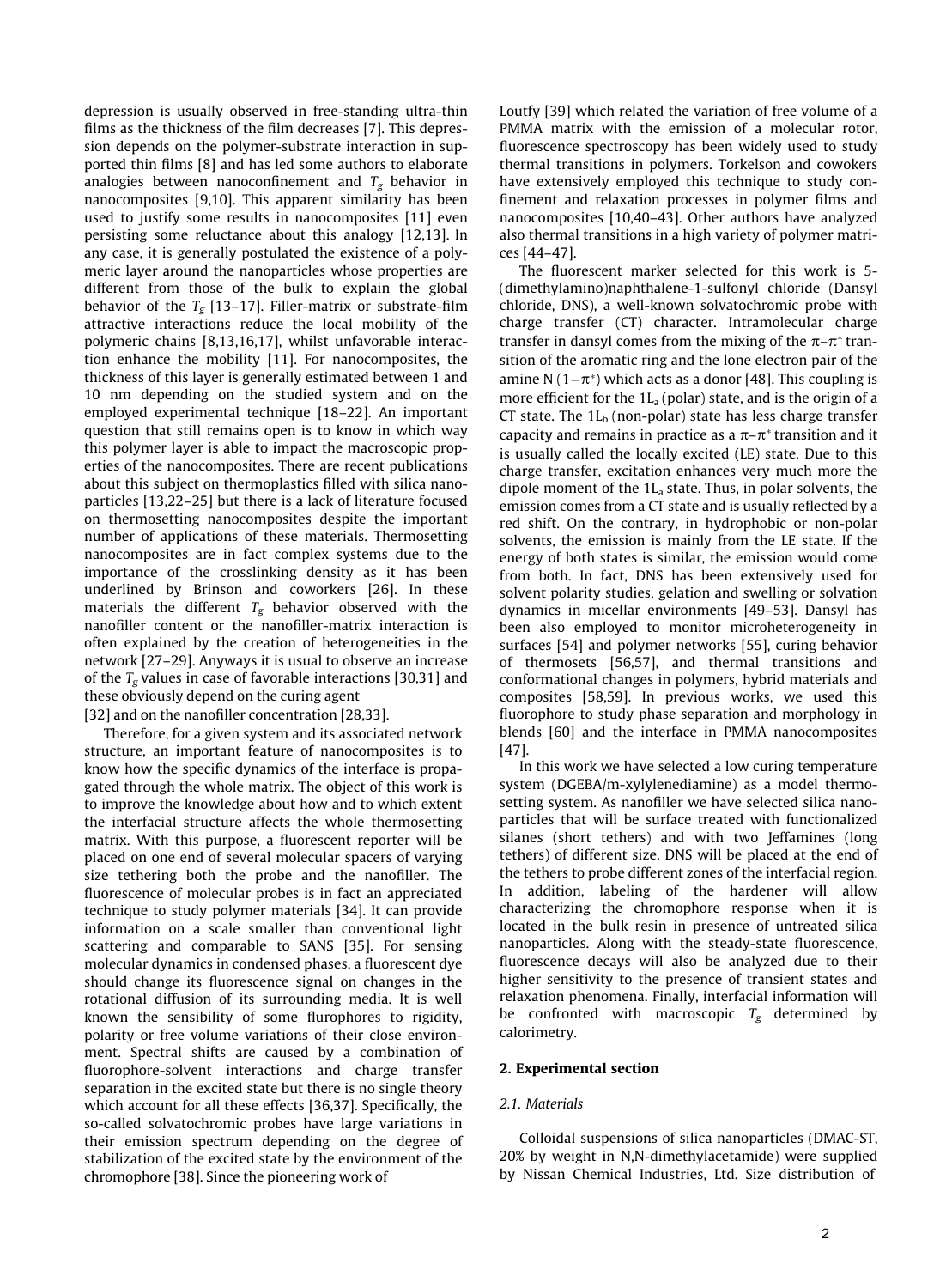depression is usually observed in free-standing ultra-thin films as the thickness of the film decreases [7]. This depression depends on the polymer-substrate interaction in supported thin films [8] and has led some authors to elaborate analogies between nanoconfinement and $T_g$ behavior in nanocomposites [9,10]. This apparent similarity has been used to justify some results in nanocomposites [11] even persisting some reluctance about this analogy [12,13]. In any case, it is generally postulated the existence of a polymeric layer around the nanoparticles whose properties are different from those of the bulk to explain the global behavior of the $T_g$ [13–17]. Filler-matrix or substrate-film attractive interactions reduce the local mobility of the polymeric chains [8,13,16,17], whilst unfavorable interaction enhance the mobility [11]. For nanocomposites, the thickness of this layer is generally estimated between 1 and 10 nm depending on the studied system and on the employed experimental technique [18–22]. An important question that still remains open is to know in which way this polymer layer is able to impact the macroscopic properties of the nanocomposites. There are recent publications about this subject on thermoplastics filled with silica nanoparticles [13,22–25] but there is a lack of literature focused on thermosetting nanocomposites despite the important number of applications of these materials. Thermosetting nanocomposites are in fact complex systems due to the importance of the crosslinking density as it has been underlined by Brinson and coworkers [26]. In these materials the different $T_g$ behavior observed with the nanofiller content or the nanofiller-matrix interaction is often explained by the creation of heterogeneities in the network [27–29]. Anyways it is usual to observe an increase of the $T_g$ values in case of favorable interactions [30,31] and these obviously depend on the curing agent [32] and on the nanofiller concentration [28,33].

Therefore, for a given system and its associated network structure, an important feature of nanocomposites is to know how the specific dynamics of the interface is propagated through the whole matrix. The object of this work is to improve the knowledge about how and to which extent the interfacial structure affects the whole thermosetting matrix. With this purpose, a fluorescent reporter will be placed on one end of several molecular spacers of varying size tethering both the probe and the nanofiller. The fluorescence of molecular probes is in fact an appreciated technique to study polymer materials [34]. It can provide information on a scale smaller than conventional light scattering and comparable to SANS [35]. For sensing molecular dynamics in condensed phases, a fluorescent dye should change its fluorescence signal on changes in the rotational diffusion of its surrounding media. It is well known the sensibility of some flurophores to rigidity, polarity or free volume variations of their close environment. Spectral shifts are caused by a combination of fluorophore-solvent interactions and charge transfer separation in the excited state but there is no single theory which account for all these effects [36,37]. Specifically, the so-called solvatochromic probes have large variations in their emission spectrum depending on the degree of stabilization of the excited state by the environment of the chromophore [38]. Since the pioneering work of Loutfy [39] which related the variation of free volume of a PMMA matrix with the emission of a molecular rotor, fluorescence spectroscopy has been widely used to study thermal transitions in polymers. Torkelson and cowokers have extensively employed this technique to study confinement and relaxation processes in polymer films and nanocomposites [10,40–43]. Other authors have analyzed also thermal transitions in a high variety of polymer matrices [44–47].

The fluorescent marker selected for this work is 5-(dimethylamino)naphthalene-1-sulfonyl chloride (Dansyl chloride, DNS), a well-known solvatochromic probe with charge transfer (CT) character. Intramolecular charge transfer in dansyl comes from the mixing of the $\pi$–$\pi^*$ transition of the aromatic ring and the lone electron pair of the amine N ($1-\pi^*$) which acts as a donor [48]. This coupling is more efficient for the $1L_a$ (polar) state, and is the origin of a CT state. The $1L_b$ (non-polar) state has less charge transfer capacity and remains in practice as a $\pi$–$\pi^*$ transition and it is usually called the locally excited (LE) state. Due to this charge transfer, excitation enhances very much more the dipole moment of the $1L_a$ state. Thus, in polar solvents, the emission comes from a CT state and is usually reflected by a red shift. On the contrary, in hydrophobic or non-polar solvents, the emission is mainly from the LE state. If the energy of both states is similar, the emission would come from both. In fact, DNS has been extensively used for solvent polarity studies, gelation and swelling or solvation dynamics in micellar environments [49–53]. Dansyl has been also employed to monitor microheterogeneity in surfaces [54] and polymer networks [55], curing behavior of thermosets [56,57], and thermal transitions and conformational changes in polymers, hybrid materials and composites [58,59]. In previous works, we used this fluorophore to study phase separation and morphology in blends [60] and the interface in PMMA nanocomposites [47].

In this work we have selected a low curing temperature system (DGEBA/m-xylylenediamine) as a model thermosetting system. As nanofiller we have selected silica nanoparticles that will be surface treated with functionalized silanes (short tethers) and with two Jeffamines (long tethers) of different size. DNS will be placed at the end of the tethers to probe different zones of the interfacial region. In addition, labeling of the hardener will allow characterizing the chromophore response when it is located in the bulk resin in presence of untreated silica nanoparticles. Along with the steady-state fluorescence, fluorescence decays will also be analyzed due to their higher sensitivity to the presence of transient states and relaxation phenomena. Finally, interfacial information will be confronted with macroscopic $T_g$ determined by calorimetry.

## 2. Experimental section

### 2.1. Materials

Colloidal suspensions of silica nanoparticles (DMAC-ST, 20% by weight in N,N-dimethylacetamide) were supplied by Nissan Chemical Industries, Ltd. Size distribution of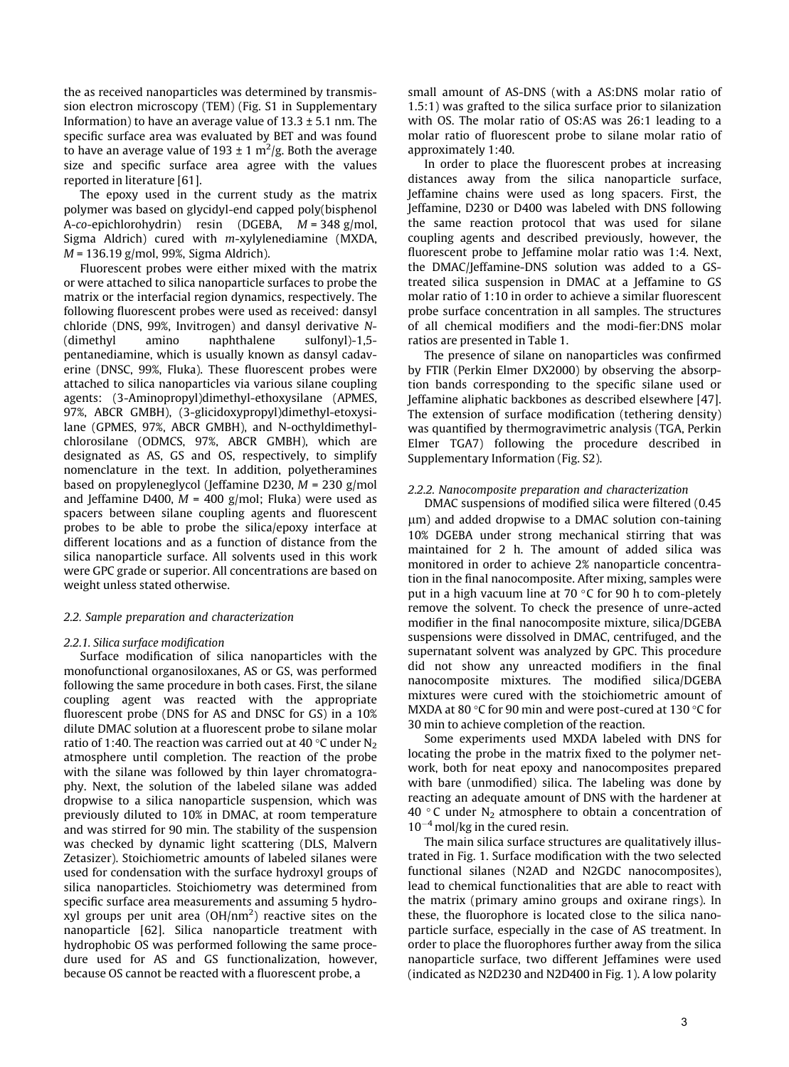the as received nanoparticles was determined by transmission electron microscopy (TEM) (Fig. S1 in Supplementary Information) to have an average value of 13.3 ± 5.1 nm. The specific surface area was evaluated by BET and was found to have an average value of 193 ± 1 $m^2$/g. Both the average size and specific surface area agree with the values reported in literature [61].

The epoxy used in the current study as the matrix polymer was based on glycidyl-end capped poly(bisphenol A-*co*-epichlorohydrin) resin (DGEBA, *M* = 348 g/mol, Sigma Aldrich) cured with *m*-xylylenediamine (MXDA, *M* = 136.19 g/mol, 99%, Sigma Aldrich).

Fluorescent probes were either mixed with the matrix or were attached to silica nanoparticle surfaces to probe the matrix or the interfacial region dynamics, respectively. The following fluorescent probes were used as received: dansyl chloride (DNS, 99%, Invitrogen) and dansyl derivative *N*-(dimethyl amino naphthalene sulfonyl)-1,5-pentanediamine, which is usually known as dansyl cadaverine (DNSC, 99%, Fluka). These fluorescent probes were attached to silica nanoparticles via various silane coupling agents: (3-Aminopropyl)dimethyl-ethoxysilane (APMES, 97%, ABCR GMBH), (3-glicidoxypropyl)dimethyl-etoxysilane (GPMES, 97%, ABCR GMBH), and N-octhyldimethylchlorosilane (ODMCS, 97%, ABCR GMBH), which are designated as AS, GS and OS, respectively, to simplify nomenclature in the text. In addition, polyetheramines based on propyleneglycol (Jeffamine D230, *M* = 230 g/mol and Jeffamine D400, *M* = 400 g/mol; Fluka) were used as spacers between silane coupling agents and fluorescent probes to be able to probe the silica/epoxy interface at different locations and as a function of distance from the silica nanoparticle surface. All solvents used in this work were GPC grade or superior. All concentrations are based on weight unless stated otherwise.

### 2.2. Sample preparation and characterization

#### 2.2.1. Silica surface modification

Surface modification of silica nanoparticles with the monofunctional organosiloxanes, AS or GS, was performed following the same procedure in both cases. First, the silane coupling agent was reacted with the appropriate fluorescent probe (DNS for AS and DNSC for GS) in a 10% dilute DMAC solution at a fluorescent probe to silane molar ratio of 1:40. The reaction was carried out at 40 °C under $N_2$ atmosphere until completion. The reaction of the probe with the silane was followed by thin layer chromatography. Next, the solution of the labeled silane was added dropwise to a silica nanoparticle suspension, which was previously diluted to 10% in DMAC, at room temperature and was stirred for 90 min. The stability of the suspension was checked by dynamic light scattering (DLS, Malvern Zetasizer). Stoichiometric amounts of labeled silanes were used for condensation with the surface hydroxyl groups of silica nanoparticles. Stoichiometry was determined from specific surface area measurements and assuming 5 hydroxyl groups per unit area (OH/$nm^2$) reactive sites on the nanoparticle [62]. Silica nanoparticle treatment with hydrophobic OS was performed following the same procedure used for AS and GS functionalization, however, because OS cannot be reacted with a fluorescent probe, a small amount of AS-DNS (with a AS:DNS molar ratio of 1.5:1) was grafted to the silica surface prior to silanization with OS. The molar ratio of OS:AS was 26:1 leading to a molar ratio of fluorescent probe to silane molar ratio of approximately 1:40.

In order to place the fluorescent probes at increasing distances away from the silica nanoparticle surface, Jeffamine chains were used as long spacers. First, the Jeffamine, D230 or D400 was labeled with DNS following the same reaction protocol that was used for silane coupling agents and described previously, however, the fluorescent probe to Jeffamine molar ratio was 1:4. Next, the DMAC/Jeffamine-DNS solution was added to a GS-treated silica suspension in DMAC at a Jeffamine to GS molar ratio of 1:10 in order to achieve a similar fluorescent probe surface concentration in all samples. The structures of all chemical modifiers and the modi-fier:DNS molar ratios are presented in Table 1.

The presence of silane on nanoparticles was confirmed by FTIR (Perkin Elmer DX2000) by observing the absorption bands corresponding to the specific silane used or Jeffamine aliphatic backbones as described elsewhere [47]. The extension of surface modification (tethering density) was quantified by thermogravimetric analysis (TGA, Perkin Elmer TGA7) following the procedure described in Supplementary Information (Fig. S2).

#### 2.2.2. Nanocomposite preparation and characterization

DMAC suspensions of modified silica were filtered (0.45 μm) and added dropwise to a DMAC solution con-taining 10% DGEBA under strong mechanical stirring that was maintained for 2 h. The amount of added silica was monitored in order to achieve 2% nanoparticle concentration in the final nanocomposite. After mixing, samples were put in a high vacuum line at 70 °C for 90 h to com-pletely remove the solvent. To check the presence of unre-acted modifier in the final nanocomposite mixture, silica/DGEBA suspensions were dissolved in DMAC, centrifuged, and the supernatant solvent was analyzed by GPC. This procedure did not show any unreacted modifiers in the final nanocomposite mixtures. The modified silica/DGEBA mixtures were cured with the stoichiometric amount of MXDA at 80 °C for 90 min and were post-cured at 130 °C for 30 min to achieve completion of the reaction.

Some experiments used MXDA labeled with DNS for locating the probe in the matrix fixed to the polymer network, both for neat epoxy and nanocomposites prepared with bare (unmodified) silica. The labeling was done by reacting an adequate amount of DNS with the hardener at 40 °C under $N_2$ atmosphere to obtain a concentration of $10^{-4}$ mol/kg in the cured resin.

The main silica surface structures are qualitatively illustrated in Fig. 1. Surface modification with the two selected functional silanes (N2AD and N2GDC nanocomposites), lead to chemical functionalities that are able to react with the matrix (primary amino groups and oxirane rings). In these, the fluorophore is located close to the silica nanoparticle surface, especially in the case of AS treatment. In order to place the fluorophores further away from the silica nanoparticle surface, two different Jeffamines were used (indicated as N2D230 and N2D400 in Fig. 1). A low polarity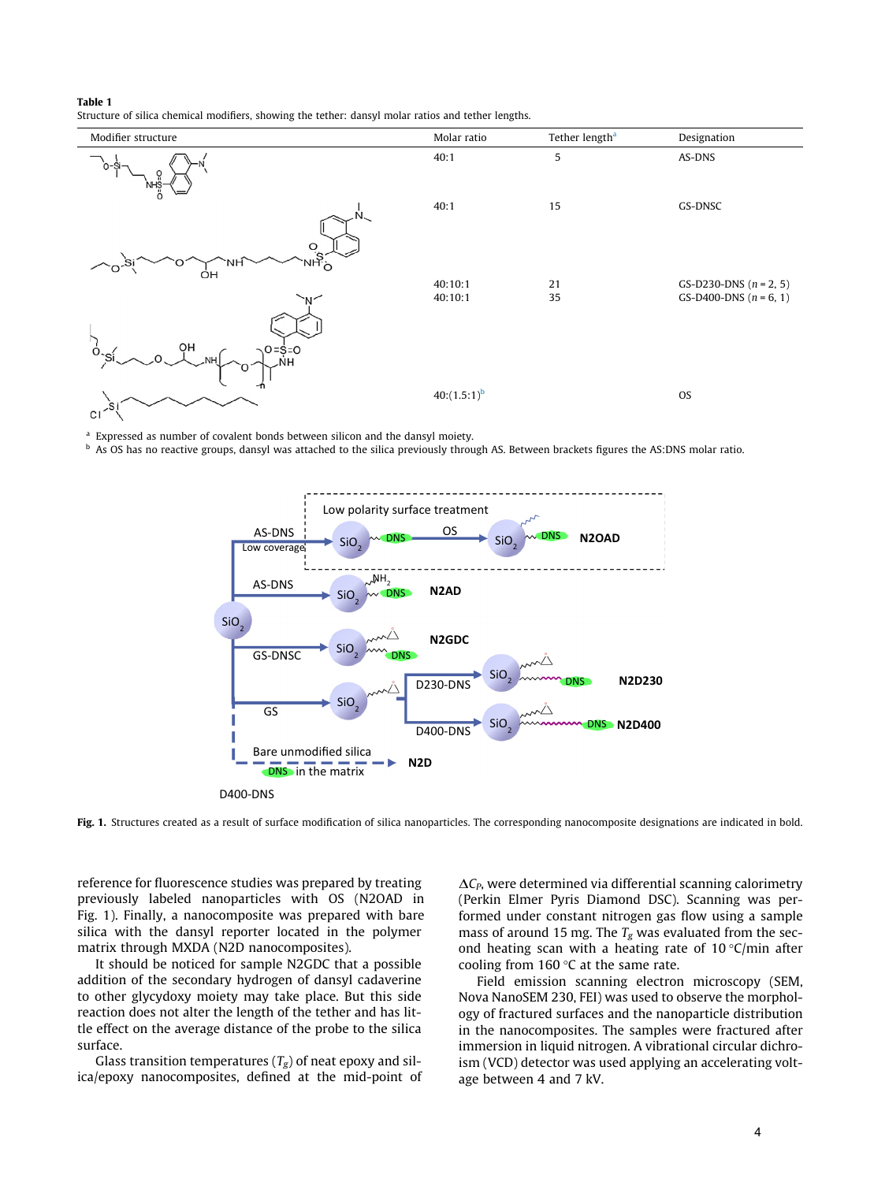**Table 1**
Structure of silica chemical modifiers, showing the tether: dansyl molar ratios and tether lengths.

| Modifier structure | Molar ratio | Tether length[a] | Designation |
|---|---|---|---|
| | 40:1 | 5 | AS-DNS |
| | 40:1 | 15 | GS-DNSC |
| | 40:10:1<br>40:10:1 | 21<br>35 | GS-D230-DNS ($n$ = 2, 5)<br>GS-D400-DNS ($n$ = 6, 1) |
| | 40:(1.5:1)[b] | | OS |

[a] Expressed as number of covalent bonds between silicon and the dansyl moiety.
[b] As OS has no reactive groups, dansyl was attached to the silica previously through AS. Between brackets figures the AS:DNS molar ratio.

**Fig. 1.** Structures created as a result of surface modification of silica nanoparticles. The corresponding nanocomposite designations are indicated in bold.

reference for fluorescence studies was prepared by treating previously labeled nanoparticles with OS (N2OAD in Fig. 1). Finally, a nanocomposite was prepared with bare silica with the dansyl reporter located in the polymer matrix through MXDA (N2D nanocomposites).

It should be noticed for sample N2GDC that a possible addition of the secondary hydrogen of dansyl cadaverine to other glycydoxy moiety may take place. But this side reaction does not alter the length of the tether and has little effect on the average distance of the probe to the silica surface.

Glass transition temperatures ($T_g$) of neat epoxy and silica/epoxy nanocomposites, defined at the mid-point of $\Delta C_P$, were determined via differential scanning calorimetry (Perkin Elmer Pyris Diamond DSC). Scanning was performed under constant nitrogen gas flow using a sample mass of around 15 mg. The $T_g$ was evaluated from the second heating scan with a heating rate of 10 °C/min after cooling from 160 °C at the same rate.

Field emission scanning electron microscopy (SEM, Nova NanoSEM 230, FEI) was used to observe the morphology of fractured surfaces and the nanoparticle distribution in the nanocomposites. The samples were fractured after immersion in liquid nitrogen. A vibrational circular dichroism (VCD) detector was used applying an accelerating voltage between 4 and 7 kV.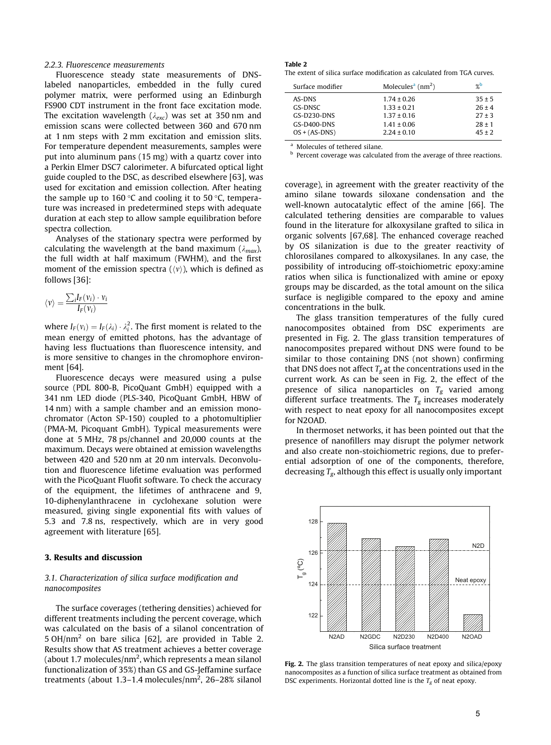*2.2.3. Fluorescence measurements*

Fluorescence steady state measurements of DNS-labeled nanoparticles, embedded in the fully cured polymer matrix, were performed using an Edinburgh FS900 CDT instrument in the front face excitation mode. The excitation wavelength ($\lambda_{exc}$) was set at 350 nm and emission scans were collected between 360 and 670 nm at 1 nm steps with 2 mm excitation and emission slits. For temperature dependent measurements, samples were put into aluminum pans (15 mg) with a quartz cover into a Perkin Elmer DSC7 calorimeter. A bifurcated optical light guide coupled to the DSC, as described elsewhere [63], was used for excitation and emission collection. After heating the sample up to 160 °C and cooling it to 50 °C, temperature was increased in predetermined steps with adequate duration at each step to allow sample equilibration before spectra collection.

Analyses of the stationary spectra were performed by calculating the wavelength at the band maximum ($\lambda_{max}$), the full width at half maximum (FWHM), and the first moment of the emission spectra ($\langle \nu \rangle$), which is defined as follows [36]:

$$\langle \nu \rangle = \frac{\sum_i I_F(\nu_i) \cdot \nu_i}{I_F(\nu_i)}$$

where $I_F(\nu_i) = I_F(\lambda_i) \cdot \lambda_i^2$. The first moment is related to the mean energy of emitted photons, has the advantage of having less fluctuations than fluorescence intensity, and is more sensitive to changes in the chromophore environment [64].

Fluorescence decays were measured using a pulse source (PDL 800-B, PicoQuant GmbH) equipped with a 341 nm LED diode (PLS-340, PicoQuant GmbH, HBW of 14 nm) with a sample chamber and an emission monochromator (Acton SP-150) coupled to a photomultiplier (PMA-M, Picoquant GmbH). Typical measurements were done at 5 MHz, 78 ps/channel and 20,000 counts at the maximum. Decays were obtained at emission wavelengths between 420 and 520 nm at 20 nm intervals. Deconvolution and fluorescence lifetime evaluation was performed with the PicoQuant Fluofit software. To check the accuracy of the equipment, the lifetimes of anthracene and 9, 10-diphenylanthracene in cyclohexane solution were measured, giving single exponential fits with values of 5.3 and 7.8 ns, respectively, which are in very good agreement with literature [65].

## 3. Results and discussion

### *3.1. Characterization of silica surface modification and nanocomposites*

The surface coverages (tethering densities) achieved for different treatments including the percent coverage, which was calculated on the basis of a silanol concentration of 5 OH/nm$^2$ on bare silica [62], are provided in Table 2. Results show that AS treatment achieves a better coverage (about 1.7 molecules/nm$^2$, which represents a mean silanol functionalization of 35%) than GS and GS-Jeffamine surface treatments (about 1.3–1.4 molecules/nm$^2$, 26–28% silanol coverage), in agreement with the greater reactivity of the amino silane towards siloxane condensation and the well-known autocatalytic effect of the amine [66]. The calculated tethering densities are comparable to values found in the literature for alkoxysilane grafted to silica in organic solvents [67,68]. The enhanced coverage reached by OS silanization is due to the greater reactivity of chlorosilanes compared to alkoxysilanes. In any case, the possibility of introducing off-stoichiometric epoxy:amine ratios when silica is functionalized with amine or epoxy groups may be discarded, as the total amount on the silica surface is negligible compared to the epoxy and amine concentrations in the bulk.

**Table 2**
The extent of silica surface modification as calculated from TGA curves.

| Surface modifier | Molecules[a] (nm$^2$) | %[b] |
|---|---|---|
| AS-DNS | 1.74 ± 0.26 | 35 ± 5 |
| GS-DNSC | 1.33 ± 0.21 | 26 ± 4 |
| GS-D230-DNS | 1.37 ± 0.16 | 27 ± 3 |
| GS-D400-DNS | 1.41 ± 0.06 | 28 ± 1 |
| OS + (AS-DNS) | 2.24 ± 0.10 | 45 ± 2 |

[a] Molecules of tethered silane.
[b] Percent coverage was calculated from the average of three reactions.

The glass transition temperatures of the fully cured nanocomposites obtained from DSC experiments are presented in Fig. 2. The glass transition temperatures of nanocomposites prepared without DNS were found to be similar to those containing DNS (not shown) confirming that DNS does not affect $T_g$ at the concentrations used in the current work. As can be seen in Fig. 2, the effect of the presence of silica nanoparticles on $T_g$ varied among different surface treatments. The $T_g$ increases moderately with respect to neat epoxy for all nanocomposites except for N2OAD.

In thermoset networks, it has been pointed out that the presence of nanofillers may disrupt the polymer network and also create non-stoichiometric regions, due to preferential adsorption of one of the components, therefore, decreasing $T_g$, although this effect is usually only important

**Fig. 2.** The glass transition temperatures of neat epoxy and silica/epoxy nanocomposites as a function of silica surface treatment as obtained from DSC experiments. Horizontal dotted line is the $T_g$ of neat epoxy.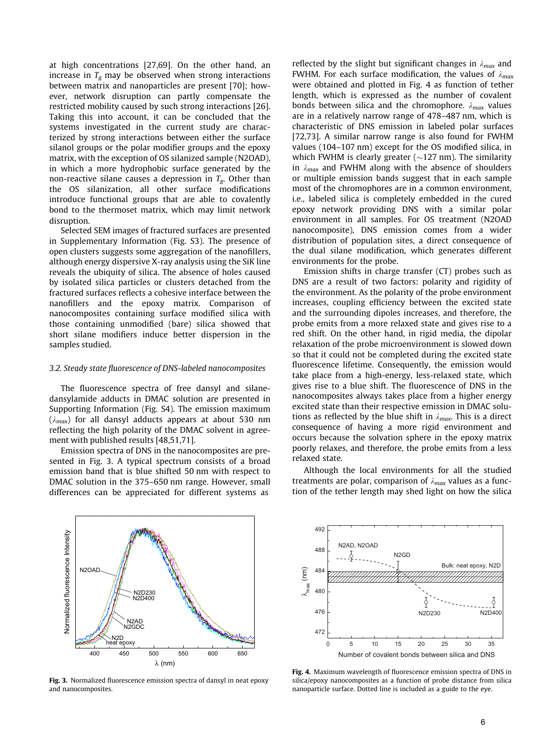at high concentrations [27,69]. On the other hand, an increase in $T_g$ may be observed when strong interactions between matrix and nanoparticles are present [70]; however, network disruption can partly compensate the restricted mobility caused by such strong interactions [26]. Taking this into account, it can be concluded that the systems investigated in the current study are characterized by strong interactions between either the surface silanol groups or the polar modifier groups and the epoxy matrix, with the exception of OS silanized sample (N2OAD), in which a more hydrophobic surface generated by the non-reactive silane causes a depression in $T_g$. Other than the OS silanization, all other surface modifications introduce functional groups that are able to covalently bond to the thermoset matrix, which may limit network disruption.

Selected SEM images of fractured surfaces are presented in Supplementary Information (Fig. S3). The presence of open clusters suggests some aggregation of the nanofillers, although energy dispersive X-ray analysis using the SiK line reveals the ubiquity of silica. The absence of holes caused by isolated silica particles or clusters detached from the fractured surfaces reflects a cohesive interface between the nanofillers and the epoxy matrix. Comparison of nanocomposites containing surface modified silica with those containing unmodified (bare) silica showed that short silane modifiers induce better dispersion in the samples studied.

### 3.2. Steady state fluorescence of DNS-labeled nanocomposites

The fluorescence spectra of free dansyl and silane-dansylamide adducts in DMAC solution are presented in Supporting Information (Fig. S4). The emission maximum ($\lambda_{max}$) for all dansyl adducts appears at about 530 nm reflecting the high polarity of the DMAC solvent in agreement with published results [48,51,71].

Emission spectra of DNS in the nanocomposites are presented in Fig. 3. A typical spectrum consists of a broad emission band that is blue shifted 50 nm with respect to DMAC solution in the 375–650 nm range. However, small differences can be appreciated for different systems as reflected by the slight but significant changes in $\lambda_{max}$ and FWHM. For each surface modification, the values of $\lambda_{max}$ were obtained and plotted in Fig. 4 as function of tether length, which is expressed as the number of covalent bonds between silica and the chromophore. $\lambda_{max}$ values are in a relatively narrow range of 478–487 nm, which is characteristic of DNS emission in labeled polar surfaces [72,73]. A similar narrow range is also found for FWHM values (104–107 nm) except for the OS modified silica, in which FWHM is clearly greater (~127 nm). The similarity in $\lambda_{max}$ and FWHM along with the absence of shoulders or multiple emission bands suggest that in each sample most of the chromophores are in a common environment, i.e., labeled silica is completely embedded in the cured epoxy network providing DNS with a similar polar environment in all samples. For OS treatment (N2OAD nanocomposite), DNS emission comes from a wider distribution of population sites, a direct consequence of the dual silane modification, which generates different environments for the probe.

Emission shifts in charge transfer (CT) probes such as DNS are a result of two factors: polarity and rigidity of the environment. As the polarity of the probe environment increases, coupling efficiency between the excited state and the surrounding dipoles increases, and therefore, the probe emits from a more relaxed state and gives rise to a red shift. On the other hand, in rigid media, the dipolar relaxation of the probe microenvironment is slowed down so that it could not be completed during the excited state fluorescence lifetime. Consequently, the emission would take place from a high-energy, less-relaxed state, which gives rise to a blue shift. The fluorescence of DNS in the nanocomposites always takes place from a higher energy excited state than their respective emission in DMAC solutions as reflected by the blue shift in $\lambda_{max}$. This is a direct consequence of having a more rigid environment and occurs because the solvation sphere in the epoxy matrix poorly relaxes, and therefore, the probe emits from a less relaxed state.

Although the local environments for all the studied treatments are polar, comparison of $\lambda_{max}$ values as a function of the tether length may shed light on how the silica

**Fig. 3.** Normalized fluorescence emission spectra of dansyl in neat epoxy and nanocomposites.

**Fig. 4.** Maximum wavelength of fluorescence emission spectra of DNS in silica/epoxy nanocomposites as a function of probe distance from silica nanoparticle surface. Dotted line is included as a guide to the eye.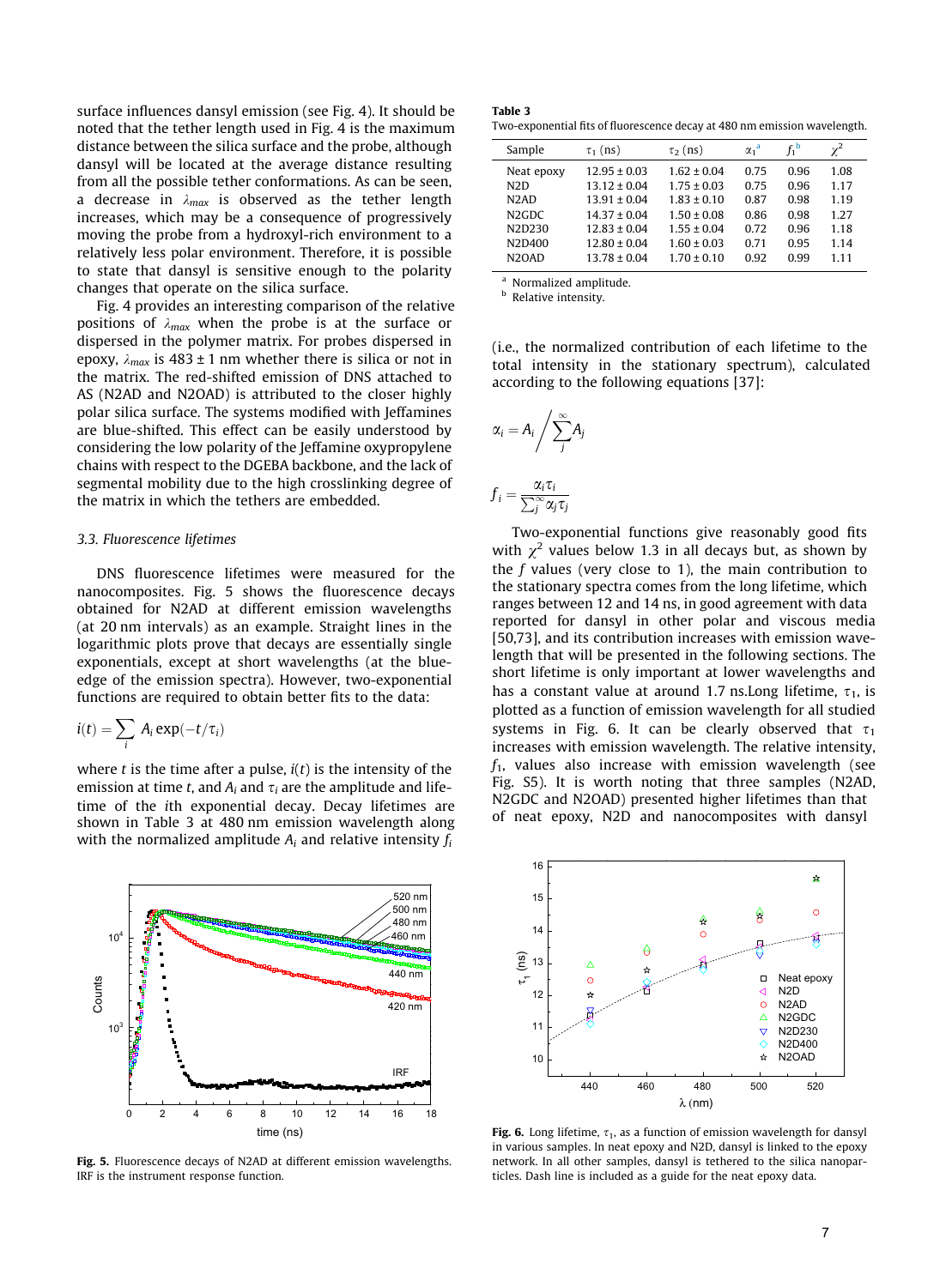surface influences dansyl emission (see Fig. 4). It should be noted that the tether length used in Fig. 4 is the maximum distance between the silica surface and the probe, although dansyl will be located at the average distance resulting from all the possible tether conformations. As can be seen, a decrease in $\lambda_{max}$ is observed as the tether length increases, which may be a consequence of progressively moving the probe from a hydroxyl-rich environment to a relatively less polar environment. Therefore, it is possible to state that dansyl is sensitive enough to the polarity changes that operate on the silica surface.

Fig. 4 provides an interesting comparison of the relative positions of $\lambda_{max}$ when the probe is at the surface or dispersed in the polymer matrix. For probes dispersed in epoxy, $\lambda_{max}$ is 483 ± 1 nm whether there is silica or not in the matrix. The red-shifted emission of DNS attached to AS (N2AD and N2OAD) is attributed to the closer highly polar silica surface. The systems modified with Jeffamines are blue-shifted. This effect can be easily understood by considering the low polarity of the Jeffamine oxypropylene chains with respect to the DGEBA backbone, and the lack of segmental mobility due to the high crosslinking degree of the matrix in which the tethers are embedded.

### 3.3. Fluorescence lifetimes

DNS fluorescence lifetimes were measured for the nanocomposites. Fig. 5 shows the fluorescence decays obtained for N2AD at different emission wavelengths (at 20 nm intervals) as an example. Straight lines in the logarithmic plots prove that decays are essentially single exponentials, except at short wavelengths (at the blue-edge of the emission spectra). However, two-exponential functions are required to obtain better fits to the data:

$$i(t) = \sum_i A_i \exp(-t/\tau_i)$$

where $t$ is the time after a pulse, $i(t)$ is the intensity of the emission at time $t$, and $A_i$ and $\tau_i$ are the amplitude and lifetime of the $i$th exponential decay. Decay lifetimes are shown in Table 3 at 480 nm emission wavelength along with the normalized amplitude $A_i$ and relative intensity $f_i$

Fig. 5. Fluorescence decays of N2AD at different emission wavelengths. IRF is the instrument response function.

**Table 3**
Two-exponential fits of fluorescence decay at 480 nm emission wavelength.

| Sample | $\tau_1$ (ns) | $\tau_2$ (ns) | $\alpha_1$[a] | $f_1$[b] | $\chi^2$ |
|---|---|---|---|---|---|
| Neat epoxy | 12.95 ± 0.03 | 1.62 ± 0.04 | 0.75 | 0.96 | 1.08 |
| N2D | 13.12 ± 0.04 | 1.75 ± 0.03 | 0.75 | 0.96 | 1.17 |
| N2AD | 13.91 ± 0.04 | 1.83 ± 0.10 | 0.87 | 0.98 | 1.19 |
| N2GDC | 14.37 ± 0.04 | 1.50 ± 0.08 | 0.86 | 0.98 | 1.27 |
| N2D230 | 12.83 ± 0.04 | 1.55 ± 0.04 | 0.72 | 0.96 | 1.18 |
| N2D400 | 12.80 ± 0.04 | 1.60 ± 0.03 | 0.71 | 0.95 | 1.14 |
| N2OAD | 13.78 ± 0.04 | 1.70 ± 0.10 | 0.92 | 0.99 | 1.11 |

[a] Normalized amplitude.
[b] Relative intensity.

(i.e., the normalized contribution of each lifetime to the total intensity in the stationary spectrum), calculated according to the following equations [37]:

$$\alpha_i = A_i \Big/ \sum_j^{\infty} A_j$$

$$f_i = \frac{\alpha_i \tau_i}{\sum_j^{\infty} \alpha_j \tau_j}$$

Two-exponential functions give reasonably good fits with $\chi^2$ values below 1.3 in all decays but, as shown by the $f$ values (very close to 1), the main contribution to the stationary spectra comes from the long lifetime, which ranges between 12 and 14 ns, in good agreement with data reported for dansyl in other polar and viscous media [50,73], and its contribution increases with emission wavelength that will be presented in the following sections. The short lifetime is only important at lower wavelengths and has a constant value at around 1.7 ns.Long lifetime, $\tau_1$, is plotted as a function of emission wavelength for all studied systems in Fig. 6. It can be clearly observed that $\tau_1$ increases with emission wavelength. The relative intensity, $f_1$, values also increase with emission wavelength (see Fig. S5). It is worth noting that three samples (N2AD, N2GDC and N2OAD) presented higher lifetimes than that of neat epoxy, N2D and nanocomposites with dansyl

Fig. 6. Long lifetime, $\tau_1$, as a function of emission wavelength for dansyl in various samples. In neat epoxy and N2D, dansyl is linked to the epoxy network. In all other samples, dansyl is tethered to the silica nanoparticles. Dash line is included as a guide for the neat epoxy data.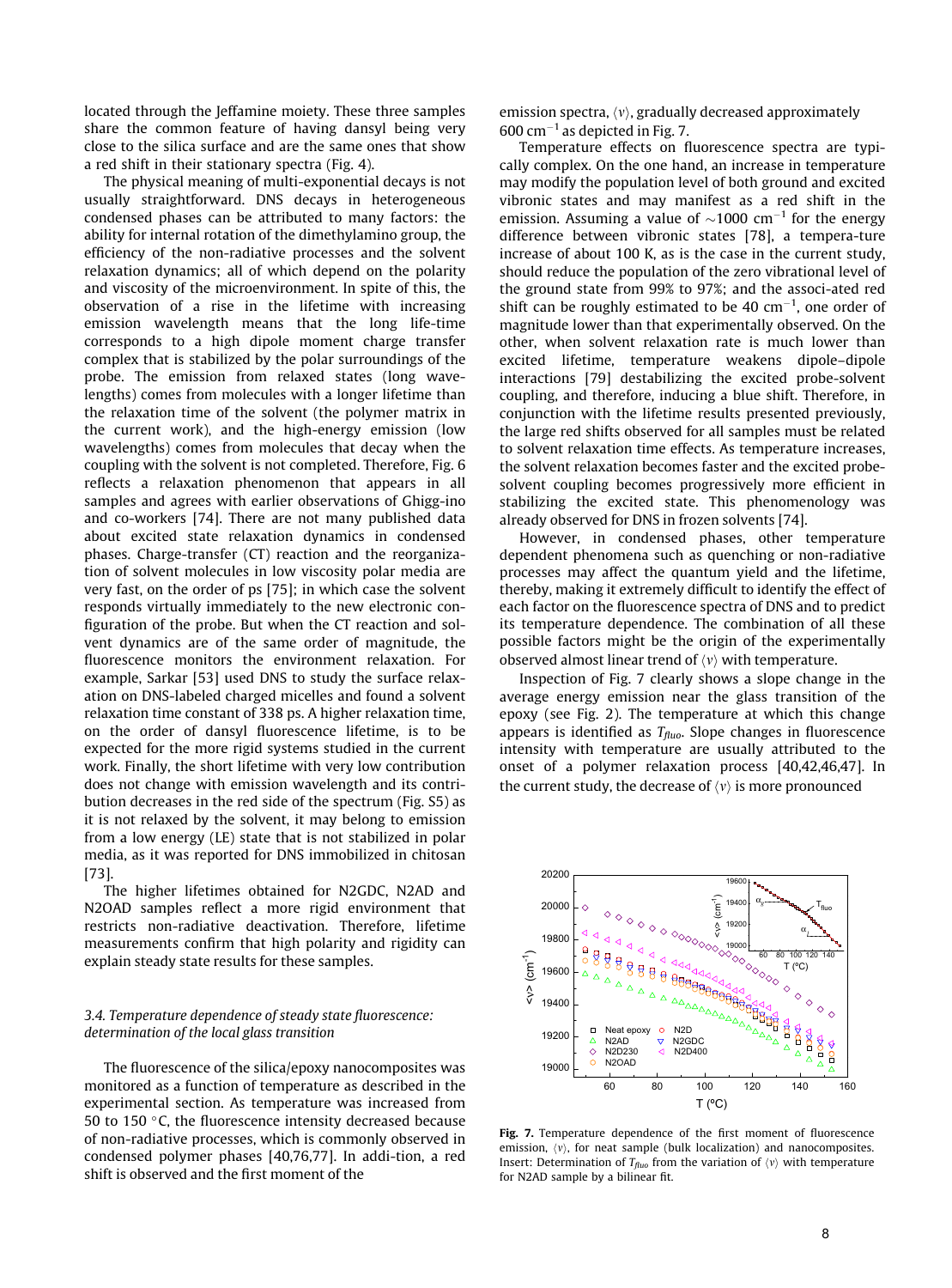located through the Jeffamine moiety. These three samples share the common feature of having dansyl being very close to the silica surface and are the same ones that show a red shift in their stationary spectra (Fig. 4).

The physical meaning of multi-exponential decays is not usually straightforward. DNS decays in heterogeneous condensed phases can be attributed to many factors: the ability for internal rotation of the dimethylamino group, the efficiency of the non-radiative processes and the solvent relaxation dynamics; all of which depend on the polarity and viscosity of the microenvironment. In spite of this, the observation of a rise in the lifetime with increasing emission wavelength means that the long life-time corresponds to a high dipole moment charge transfer complex that is stabilized by the polar surroundings of the probe. The emission from relaxed states (long wavelengths) comes from molecules with a longer lifetime than the relaxation time of the solvent (the polymer matrix in the current work), and the high-energy emission (low wavelengths) comes from molecules that decay when the coupling with the solvent is not completed. Therefore, Fig. 6 reflects a relaxation phenomenon that appears in all samples and agrees with earlier observations of Ghigg-ino and co-workers [74]. There are not many published data about excited state relaxation dynamics in condensed phases. Charge-transfer (CT) reaction and the reorganization of solvent molecules in low viscosity polar media are very fast, on the order of ps [75]; in which case the solvent responds virtually immediately to the new electronic configuration of the probe. But when the CT reaction and solvent dynamics are of the same order of magnitude, the fluorescence monitors the environment relaxation. For example, Sarkar [53] used DNS to study the surface relaxation on DNS-labeled charged micelles and found a solvent relaxation time constant of 338 ps. A higher relaxation time, on the order of dansyl fluorescence lifetime, is to be expected for the more rigid systems studied in the current work. Finally, the short lifetime with very low contribution does not change with emission wavelength and its contribution decreases in the red side of the spectrum (Fig. S5) as it is not relaxed by the solvent, it may belong to emission from a low energy (LE) state that is not stabilized in polar media, as it was reported for DNS immobilized in chitosan [73].

The higher lifetimes obtained for N2GDC, N2AD and N2OAD samples reflect a more rigid environment that restricts non-radiative deactivation. Therefore, lifetime measurements confirm that high polarity and rigidity can explain steady state results for these samples.

### 3.4. Temperature dependence of steady state fluorescence: determination of the local glass transition

The fluorescence of the silica/epoxy nanocomposites was monitored as a function of temperature as described in the experimental section. As temperature was increased from 50 to 150 °C, the fluorescence intensity decreased because of non-radiative processes, which is commonly observed in condensed polymer phases [40,76,77]. In addi-tion, a red shift is observed and the first moment of the emission spectra, $\langle \nu \rangle$, gradually decreased approximately 600 $cm^{-1}$ as depicted in Fig. 7.

Temperature effects on fluorescence spectra are typically complex. On the one hand, an increase in temperature may modify the population level of both ground and excited vibronic states and may manifest as a red shift in the emission. Assuming a value of ~1000 $cm^{-1}$ for the energy difference between vibronic states [78], a tempera-ture increase of about 100 K, as is the case in the current study, should reduce the population of the zero vibrational level of the ground state from 99% to 97%; and the associ-ated red shift can be roughly estimated to be 40 $cm^{-1}$, one order of magnitude lower than that experimentally observed. On the other, when solvent relaxation rate is much lower than excited lifetime, temperature weakens dipole–dipole interactions [79] destabilizing the excited probe-solvent coupling, and therefore, inducing a blue shift. Therefore, in conjunction with the lifetime results presented previously, the large red shifts observed for all samples must be related to solvent relaxation time effects. As temperature increases, the solvent relaxation becomes faster and the excited probe-solvent coupling becomes progressively more efficient in stabilizing the excited state. This phenomenology was already observed for DNS in frozen solvents [74].

However, in condensed phases, other temperature dependent phenomena such as quenching or non-radiative processes may affect the quantum yield and the lifetime, thereby, making it extremely difficult to identify the effect of each factor on the fluorescence spectra of DNS and to predict its temperature dependence. The combination of all these possible factors might be the origin of the experimentally observed almost linear trend of $\langle \nu \rangle$ with temperature.

Inspection of Fig. 7 clearly shows a slope change in the average energy emission near the glass transition of the epoxy (see Fig. 2). The temperature at which this change appears is identified as $T_{fluo}$. Slope changes in fluorescence intensity with temperature are usually attributed to the onset of a polymer relaxation process [40,42,46,47]. In the current study, the decrease of $\langle \nu \rangle$ is more pronounced

**Fig. 7.** Temperature dependence of the first moment of fluorescence emission, $\langle \nu \rangle$, for neat sample (bulk localization) and nanocomposites. Insert: Determination of $T_{fluo}$ from the variation of $\langle \nu \rangle$ with temperature for N2AD sample by a bilinear fit.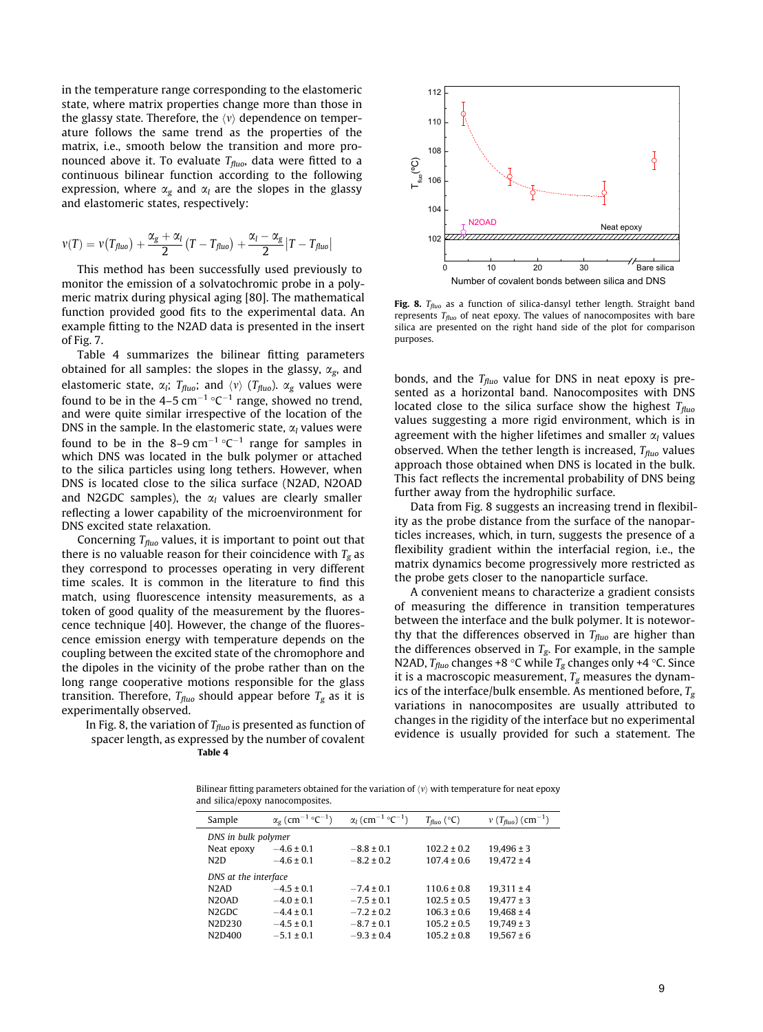in the temperature range corresponding to the elastomeric state, where matrix properties change more than those in the glassy state. Therefore, the $\langle v \rangle$ dependence on temperature follows the same trend as the properties of the matrix, i.e., smooth below the transition and more pronounced above it. To evaluate $T_{fluo}$, data were fitted to a continuous bilinear function according to the following expression, where $\alpha_g$ and $\alpha_l$ are the slopes in the glassy and elastomeric states, respectively:

$$v(T) = v(T_{fluo}) + \frac{\alpha_g + \alpha_l}{2}(T - T_{fluo}) + \frac{\alpha_l - \alpha_g}{2}|T - T_{fluo}|$$

This method has been successfully used previously to monitor the emission of a solvatochromic probe in a polymeric matrix during physical aging [80]. The mathematical function provided good fits to the experimental data. An example fitting to the N2AD data is presented in the insert of Fig. 7.

Table 4 summarizes the bilinear fitting parameters obtained for all samples: the slopes in the glassy, $\alpha_g$, and elastomeric state, $\alpha_l$; $T_{fluo}$; and $\langle v \rangle$ ($T_{fluo}$). $\alpha_g$ values were found to be in the 4–5 $cm^{-1}\,°C^{-1}$ range, showed no trend, and were quite similar irrespective of the location of the DNS in the sample. In the elastomeric state, $\alpha_l$ values were found to be in the 8–9 $cm^{-1}\,°C^{-1}$ range for samples in which DNS was located in the bulk polymer or attached to the silica particles using long tethers. However, when DNS is located close to the silica surface (N2AD, N2OAD and N2GDC samples), the $\alpha_l$ values are clearly smaller reflecting a lower capability of the microenvironment for DNS excited state relaxation.

Concerning $T_{fluo}$ values, it is important to point out that there is no valuable reason for their coincidence with $T_g$ as they correspond to processes operating in very different time scales. It is common in the literature to find this match, using fluorescence intensity measurements, as a token of good quality of the measurement by the fluorescence technique [40]. However, the change of the fluorescence emission energy with temperature depends on the coupling between the excited state of the chromophore and the dipoles in the vicinity of the probe rather than on the long range cooperative motions responsible for the glass transition. Therefore, $T_{fluo}$ should appear before $T_g$ as it is experimentally observed.

In Fig. 8, the variation of $T_{fluo}$ is presented as function of spacer length, as expressed by the number of covalent bonds, and the $T_{fluo}$ value for DNS in neat epoxy is presented as a horizontal band. Nanocomposites with DNS located close to the silica surface show the highest $T_{fluo}$ values suggesting a more rigid environment, which is in agreement with the higher lifetimes and smaller $\alpha_l$ values observed. When the tether length is increased, $T_{fluo}$ values approach those obtained when DNS is located in the bulk. This fact reflects the incremental probability of DNS being further away from the hydrophilic surface.

**Fig. 8.** $T_{fluo}$ as a function of silica-dansyl tether length. Straight band represents $T_{fluo}$ of neat epoxy. The values of nanocomposites with bare silica are presented on the right hand side of the plot for comparison purposes.

Data from Fig. 8 suggests an increasing trend in flexibility as the probe distance from the surface of the nanoparticles increases, which, in turn, suggests the presence of a flexibility gradient within the interfacial region, i.e., the matrix dynamics become progressively more restricted as the probe gets closer to the nanoparticle surface.

A convenient means to characterize a gradient consists of measuring the difference in transition temperatures between the interface and the bulk polymer. It is noteworthy that the differences observed in $T_{fluo}$ are higher than the differences observed in $T_g$. For example, in the sample N2AD, $T_{fluo}$ changes +8 °C while $T_g$ changes only +4 °C. Since it is a macroscopic measurement, $T_g$ measures the dynamics of the interface/bulk ensemble. As mentioned before, $T_g$ variations in nanocomposites are usually attributed to changes in the rigidity of the interface but no experimental evidence is usually provided for such a statement. The

**Table 4**

Bilinear fitting parameters obtained for the variation of $\langle v \rangle$ with temperature for neat epoxy and silica/epoxy nanocomposites.

| Sample | $\alpha_g$ ($cm^{-1}\,°C^{-1}$) | $\alpha_l$ ($cm^{-1}\,°C^{-1}$) | $T_{fluo}$ (°C) | $v$ ($T_{fluo}$) ($cm^{-1}$) |
|---|---|---|---|---|
| *DNS in bulk polymer* | | | | |
| Neat epoxy | −4.6 ± 0.1 | −8.8 ± 0.1 | 102.2 ± 0.2 | 19,496 ± 3 |
| N2D | −4.6 ± 0.1 | −8.2 ± 0.2 | 107.4 ± 0.6 | 19,472 ± 4 |
| *DNS at the interface* | | | | |
| N2AD | −4.5 ± 0.1 | −7.4 ± 0.1 | 110.6 ± 0.8 | 19,311 ± 4 |
| N2OAD | −4.0 ± 0.1 | −7.5 ± 0.1 | 102.5 ± 0.5 | 19,477 ± 3 |
| N2GDC | −4.4 ± 0.1 | −7.2 ± 0.2 | 106.3 ± 0.6 | 19,468 ± 4 |
| N2D230 | −4.5 ± 0.1 | −8.7 ± 0.1 | 105.2 ± 0.5 | 19,749 ± 3 |
| N2D400 | −5.1 ± 0.1 | −9.3 ± 0.4 | 105.2 ± 0.8 | 19,567 ± 6 |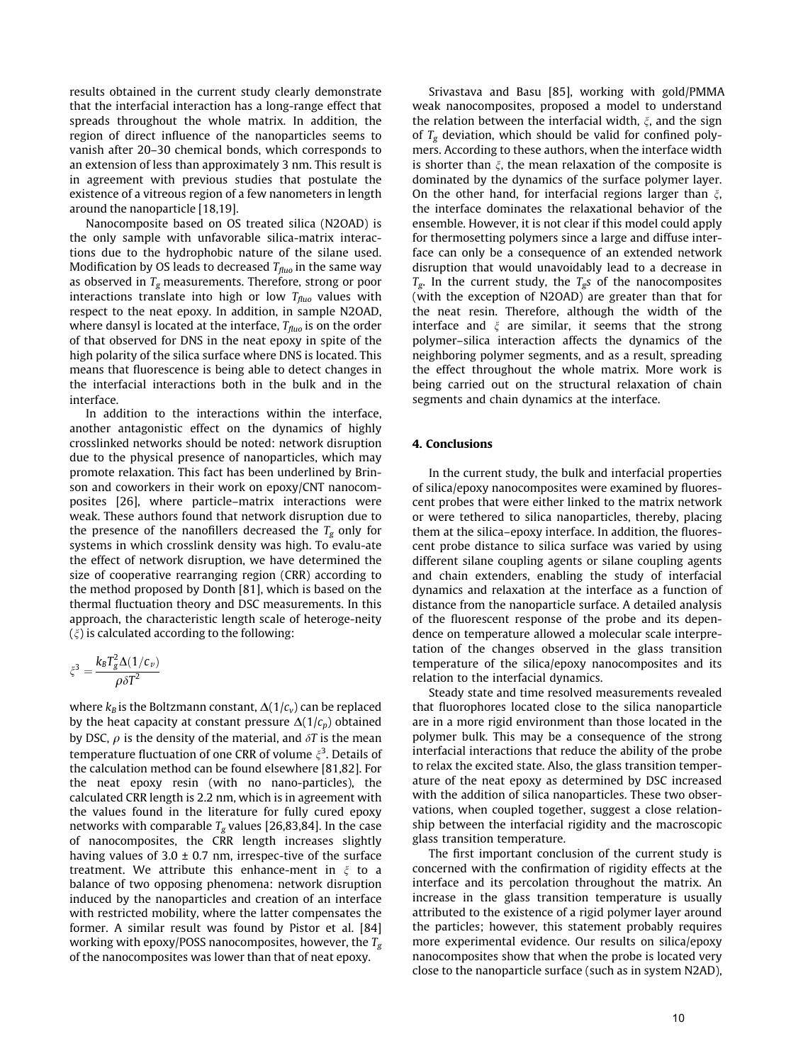results obtained in the current study clearly demonstrate that the interfacial interaction has a long-range effect that spreads throughout the whole matrix. In addition, the region of direct influence of the nanoparticles seems to vanish after 20–30 chemical bonds, which corresponds to an extension of less than approximately 3 nm. This result is in agreement with previous studies that postulate the existence of a vitreous region of a few nanometers in length around the nanoparticle [18,19].

Nanocomposite based on OS treated silica (N2OAD) is the only sample with unfavorable silica-matrix interactions due to the hydrophobic nature of the silane used. Modification by OS leads to decreased $T_{fluo}$ in the same way as observed in $T_g$ measurements. Therefore, strong or poor interactions translate into high or low $T_{fluo}$ values with respect to the neat epoxy. In addition, in sample N2OAD, where dansyl is located at the interface, $T_{fluo}$ is on the order of that observed for DNS in the neat epoxy in spite of the high polarity of the silica surface where DNS is located. This means that fluorescence is being able to detect changes in the interfacial interactions both in the bulk and in the interface.

In addition to the interactions within the interface, another antagonistic effect on the dynamics of highly crosslinked networks should be noted: network disruption due to the physical presence of nanoparticles, which may promote relaxation. This fact has been underlined by Brinson and coworkers in their work on epoxy/CNT nanocomposites [26], where particle–matrix interactions were weak. These authors found that network disruption due to the presence of the nanofillers decreased the $T_g$ only for systems in which crosslink density was high. To evalu-ate the effect of network disruption, we have determined the size of cooperative rearranging region (CRR) according to the method proposed by Donth [81], which is based on the thermal fluctuation theory and DSC measurements. In this approach, the characteristic length scale of heteroge-neity ($\xi$) is calculated according to the following:

$$\xi^3 = \frac{k_B T_g^2 \Delta(1/c_v)}{\rho \delta T^2}$$

where $k_B$ is the Boltzmann constant, $\Delta(1/c_v)$ can be replaced by the heat capacity at constant pressure $\Delta(1/c_p)$ obtained by DSC, $\rho$ is the density of the material, and $\delta T$ is the mean temperature fluctuation of one CRR of volume $\xi^3$. Details of the calculation method can be found elsewhere [81,82]. For the neat epoxy resin (with no nano-particles), the calculated CRR length is 2.2 nm, which is in agreement with the values found in the literature for fully cured epoxy networks with comparable $T_g$ values [26,83,84]. In the case of nanocomposites, the CRR length increases slightly having values of $3.0 \pm 0.7$ nm, irrespec-tive of the surface treatment. We attribute this enhance-ment in $\xi$ to a balance of two opposing phenomena: network disruption induced by the nanoparticles and creation of an interface with restricted mobility, where the latter compensates the former. A similar result was found by Pistor et al. [84] working with epoxy/POSS nanocomposites, however, the $T_g$ of the nanocomposites was lower than that of neat epoxy.

Srivastava and Basu [85], working with gold/PMMA weak nanocomposites, proposed a model to understand the relation between the interfacial width, $\xi$, and the sign of $T_g$ deviation, which should be valid for confined polymers. According to these authors, when the interface width is shorter than $\xi$, the mean relaxation of the composite is dominated by the dynamics of the surface polymer layer. On the other hand, for interfacial regions larger than $\xi$, the interface dominates the relaxational behavior of the ensemble. However, it is not clear if this model could apply for thermosetting polymers since a large and diffuse interface can only be a consequence of an extended network disruption that would unavoidably lead to a decrease in $T_g$. In the current study, the $T_g$s of the nanocomposites (with the exception of N2OAD) are greater than that for the neat resin. Therefore, although the width of the interface and $\xi$ are similar, it seems that the strong polymer–silica interaction affects the dynamics of the neighboring polymer segments, and as a result, spreading the effect throughout the whole matrix. More work is being carried out on the structural relaxation of chain segments and chain dynamics at the interface.

## 4. Conclusions

In the current study, the bulk and interfacial properties of silica/epoxy nanocomposites were examined by fluorescent probes that were either linked to the matrix network or were tethered to silica nanoparticles, thereby, placing them at the silica–epoxy interface. In addition, the fluorescent probe distance to silica surface was varied by using different silane coupling agents or silane coupling agents and chain extenders, enabling the study of interfacial dynamics and relaxation at the interface as a function of distance from the nanoparticle surface. A detailed analysis of the fluorescent response of the probe and its dependence on temperature allowed a molecular scale interpretation of the changes observed in the glass transition temperature of the silica/epoxy nanocomposites and its relation to the interfacial dynamics.

Steady state and time resolved measurements revealed that fluorophores located close to the silica nanoparticle are in a more rigid environment than those located in the polymer bulk. This may be a consequence of the strong interfacial interactions that reduce the ability of the probe to relax the excited state. Also, the glass transition temperature of the neat epoxy as determined by DSC increased with the addition of silica nanoparticles. These two observations, when coupled together, suggest a close relationship between the interfacial rigidity and the macroscopic glass transition temperature.

The first important conclusion of the current study is concerned with the confirmation of rigidity effects at the interface and its percolation throughout the matrix. An increase in the glass transition temperature is usually attributed to the existence of a rigid polymer layer around the particles; however, this statement probably requires more experimental evidence. Our results on silica/epoxy nanocomposites show that when the probe is located very close to the nanoparticle surface (such as in system N2AD),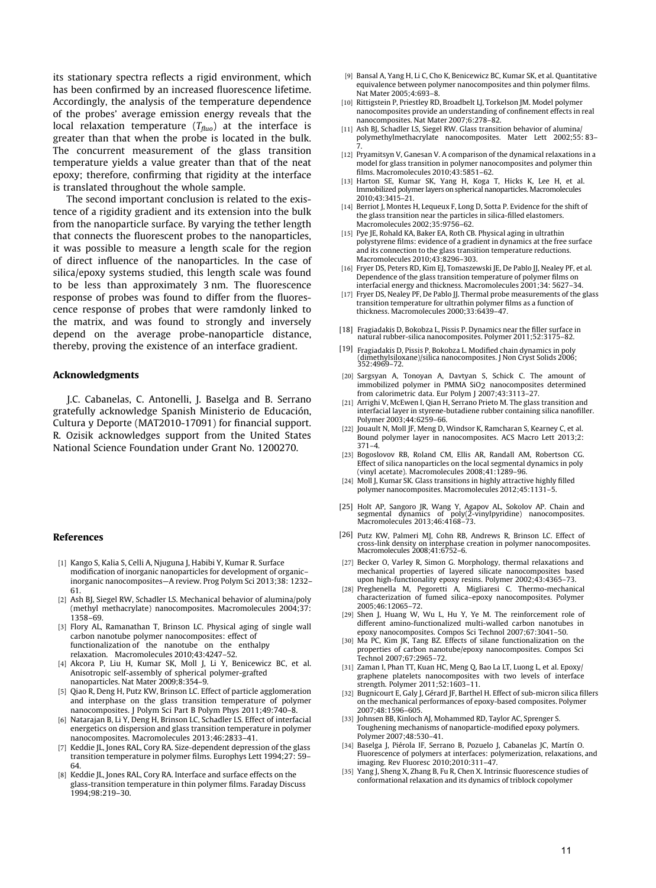its stationary spectra reflects a rigid environment, which has been confirmed by an increased fluorescence lifetime. Accordingly, the analysis of the temperature dependence of the probes' average emission energy reveals that the local relaxation temperature ($T_{fluo}$) at the interface is greater than that when the probe is located in the bulk. The concurrent measurement of the glass transition temperature yields a value greater than that of the neat epoxy; therefore, confirming that rigidity at the interface is translated throughout the whole sample.

The second important conclusion is related to the existence of a rigidity gradient and its extension into the bulk from the nanoparticle surface. By varying the tether length that connects the fluorescent probes to the nanoparticles, it was possible to measure a length scale for the region of direct influence of the nanoparticles. In the case of silica/epoxy systems studied, this length scale was found to be less than approximately 3 nm. The fluorescence response of probes was found to differ from the fluorescence response of probes that were ramdonly linked to the matrix, and was found to strongly and inversely depend on the average probe-nanoparticle distance, thereby, proving the existence of an interface gradient.

## Acknowledgments

J.C. Cabanelas, C. Antonelli, J. Baselga and B. Serrano gratefully acknowledge Spanish Ministerio de Educación, Cultura y Deporte (MAT2010-17091) for financial support. R. Ozisik acknowledges support from the United States National Science Foundation under Grant No. 1200270.

## References

[1] Kango S, Kalia S, Celli A, Njuguna J, Habibi Y, Kumar R. Surface modification of inorganic nanoparticles for development of organic–inorganic nanocomposites—A review. Prog Polym Sci 2013;38: 1232–61.

[2] Ash BJ, Siegel RW, Schadler LS. Mechanical behavior of alumina/poly (methyl methacrylate) nanocomposites. Macromolecules 2004;37: 1358–69.

[3] Flory AL, Ramanathan T, Brinson LC. Physical aging of single wall carbon nanotube polymer nanocomposites: effect of functionalization of the nanotube on the enthalpy relaxation. Macromolecules 2010;43:4247–52.

[4] Akcora P, Liu H, Kumar SK, Moll J, Li Y, Benicewicz BC, et al. Anisotropic self-assembly of spherical polymer-grafted nanoparticles. Nat Mater 2009;8:354–9.

[5] Qiao R, Deng H, Putz KW, Brinson LC. Effect of particle agglomeration and interphase on the glass transition temperature of polymer nanocomposites. J Polym Sci Part B Polym Phys 2011;49:740–8.

[6] Natarajan B, Li Y, Deng H, Brinson LC, Schadler LS. Effect of interfacial energetics on dispersion and glass transition temperature in polymer nanocomposites. Macromolecules 2013;46:2833–41.

[7] Keddie JL, Jones RAL, Cory RA. Size-dependent depression of the glass transition temperature in polymer films. Europhys Lett 1994;27: 59–64.

[8] Keddie JL, Jones RAL, Cory RA. Interface and surface effects on the glass-transition temperature in thin polymer films. Faraday Discuss 1994;98:219–30.

[9] Bansal A, Yang H, Li C, Cho K, Benicewicz BC, Kumar SK, et al. Quantitative equivalence between polymer nanocomposites and thin polymer films. Nat Mater 2005;4:693–8.

[10] Rittigstein P, Priestley RD, Broadbelt LJ, Torkelson JM. Model polymer nanocomposites provide an understanding of confinement effects in real nanocomposites. Nat Mater 2007;6:278–82.

[11] Ash BJ, Schadler LS, Siegel RW. Glass transition behavior of alumina/polymethylmethacrylate nanocomposites. Mater Lett 2002;55: 83–7.

[12] Pryamitsyn V, Ganesan V. A comparison of the dynamical relaxations in a model for glass transition in polymer nanocomposites and polymer thin films. Macromolecules 2010;43:5851–62.

[13] Harton SE, Kumar SK, Yang H, Koga T, Hicks K, Lee H, et al. Immobilized polymer layers on spherical nanoparticles. Macromolecules 2010;43:3415–21.

[14] Berriot J, Montes H, Lequeux F, Long D, Sotta P. Evidence for the shift of the glass transition near the particles in silica-filled elastomers. Macromolecules 2002;35:9756–62.

[15] Pye JE, Rohald KA, Baker EA, Roth CB. Physical aging in ultrathin polystyrene films: evidence of a gradient in dynamics at the free surface and its connection to the glass transition temperature reductions. Macromolecules 2010;43:8296–303.

[16] Fryer DS, Peters RD, Kim EJ, Tomaszewski JE, De Pablo JJ, Nealey PF, et al. Dependence of the glass transition temperature of polymer films on interfacial energy and thickness. Macromolecules 2001;34: 5627–34.

[17] Fryer DS, Nealey PF, De Pablo JJ. Thermal probe measurements of the glass transition temperature for ultrathin polymer films as a function of thickness. Macromolecules 2000;33:6439–47.

[18] Fragiadakis D, Bokobza L, Pissis P. Dynamics near the filler surface in natural rubber-silica nanocomposites. Polymer 2011;52:3175–82.

[19] Fragiadakis D, Pissis P, Bokobza L. Modified chain dynamics in poly (dimethylsiloxane)/silica nanocomposites. J Non Cryst Solids 2006; 352:4969–72.

[20] Sargsyan A, Tonoyan A, Davtyan S, Schick C. The amount of immobilized polymer in PMMA $SiO_2$ nanocomposites determined from calorimetric data. Eur Polym J 2007;43:3113–27.

[21] Arrighi V, McEwen I, Qian H, Serrano Prieto M. The glass transition and interfacial layer in styrene-butadiene rubber containing silica nanofiller. Polymer 2003;44:6259–66.

[22] Jouault N, Moll JF, Meng D, Windsor K, Ramcharan S, Kearney C, et al. Bound polymer layer in nanocomposites. ACS Macro Lett 2013;2: 371–4.

[23] Bogoslovov RB, Roland CM, Ellis AR, Randall AM, Robertson CG. Effect of silica nanoparticles on the local segmental dynamics in poly (vinyl acetate). Macromolecules 2008;41:1289–96.

[24] Moll J, Kumar SK. Glass transitions in highly attractive highly filled polymer nanocomposites. Macromolecules 2012;45:1131–5.

[25] Holt AP, Sangoro JR, Wang Y, Agapov AL, Sokolov AP. Chain and segmental dynamics of poly(2-vinylpyridine) nanocomposites. Macromolecules 2013;46:4168–73.

[26] Putz KW, Palmeri MJ, Cohn RB, Andrews R, Brinson LC. Effect of cross-link density on interphase creation in polymer nanocomposites. Macromolecules 2008;41:6752–6.

[27] Becker O, Varley R, Simon G. Morphology, thermal relaxations and mechanical properties of layered silicate nanocomposites based upon high-functionality epoxy resins. Polymer 2002;43:4365–73.

[28] Preghenella M, Pegoretti A, Migliaresi C. Thermo-mechanical characterization of fumed silica–epoxy nanocomposites. Polymer 2005;46:12065–72.

[29] Shen J, Huang W, Wu L, Hu Y, Ye M. The reinforcement role of different amino-functionalized multi-walled carbon nanotubes in epoxy nanocomposites. Compos Sci Technol 2007;67:3041–50.

[30] Ma PC, Kim JK, Tang BZ. Effects of silane functionalization on the properties of carbon nanotube/epoxy nanocomposites. Compos Sci Technol 2007;67:2965–72.

[31] Zaman I, Phan TT, Kuan HC, Meng Q, Bao La LT, Luong L, et al. Epoxy/graphene platelets nanocomposites with two levels of interface strength. Polymer 2011;52:1603–11.

[32] Bugnicourt E, Galy J, Gérard JF, Barthel H. Effect of sub-micron silica fillers on the mechanical performances of epoxy-based composites. Polymer 2007;48:1596–605.

[33] Johnsen BB, Kinloch AJ, Mohammed RD, Taylor AC, Sprenger S. Toughening mechanisms of nanoparticle-modified epoxy polymers. Polymer 2007;48:530–41.

[34] Baselga J, Piérola IF, Serrano B, Pozuelo J, Cabanelas JC, Martín O. Fluorescence of polymers at interfaces: polymerization, relaxations, and imaging. Rev Fluoresc 2010;2010:311–47.

[35] Yang J, Sheng X, Zhang B, Fu R, Chen X. Intrinsic fluorescence studies of conformational relaxation and its dynamics of triblock copolymer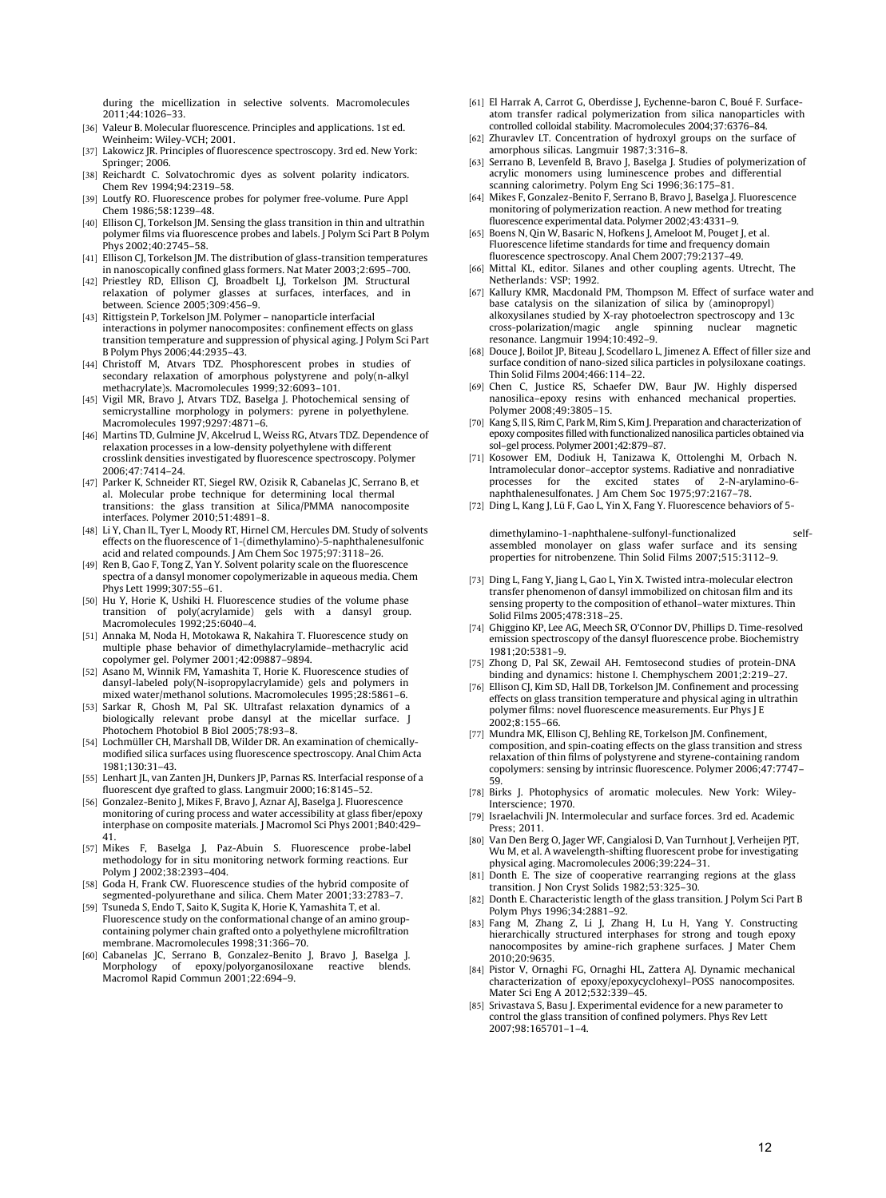during the micellization in selective solvents. Macromolecules 2011;44:1026–33.

[36] Valeur B. Molecular fluorescence. Principles and applications. 1st ed. Weinheim: Wiley-VCH; 2001.

[37] Lakowicz JR. Principles of fluorescence spectroscopy. 3rd ed. New York: Springer; 2006.

[38] Reichardt C. Solvatochromic dyes as solvent polarity indicators. Chem Rev 1994;94:2319–58.

[39] Loutfy RO. Fluorescence probes for polymer free-volume. Pure Appl Chem 1986;58:1239–48.

[40] Ellison CJ, Torkelson JM. Sensing the glass transition in thin and ultrathin polymer films via fluorescence probes and labels. J Polym Sci Part B Polym Phys 2002;40:2745–58.

[41] Ellison CJ, Torkelson JM. The distribution of glass-transition temperatures in nanoscopically confined glass formers. Nat Mater 2003;2:695–700.

[42] Priestley RD, Ellison CJ, Broadbelt LJ, Torkelson JM. Structural relaxation of polymer glasses at surfaces, interfaces, and in between. Science 2005;309:456–9.

[43] Rittigstein P, Torkelson JM. Polymer – nanoparticle interfacial interactions in polymer nanocomposites: confinement effects on glass transition temperature and suppression of physical aging. J Polym Sci Part B Polym Phys 2006;44:2935–43.

[44] Christoff M, Atvars TDZ. Phosphorescent probes in studies of secondary relaxation of amorphous polystyrene and poly(n-alkyl methacrylate)s. Macromolecules 1999;32:6093–101.

[45] Vigil MR, Bravo J, Atvars TDZ, Baselga J. Photochemical sensing of semicrystalline morphology in polymers: pyrene in polyethylene. Macromolecules 1997;9297:4871–6.

[46] Martins TD, Gulmine JV, Akcelrud L, Weiss RG, Atvars TDZ. Dependence of relaxation processes in a low-density polyethylene with different crosslink densities investigated by fluorescence spectroscopy. Polymer 2006;47:7414–24.

[47] Parker K, Schneider RT, Siegel RW, Ozisik R, Cabanelas JC, Serrano B, et al. Molecular probe technique for determining local thermal transitions: the glass transition at Silica/PMMA nanocomposite interfaces. Polymer 2010;51:4891–8.

[48] Li Y, Chan IL, Tyer L, Moody RT, Hirnel CM, Hercules DM. Study of solvents effects on the fluorescence of 1-(dimethylamino)-5-naphthalenesulfonic acid and related compounds. J Am Chem Soc 1975;97:3118–26.

[49] Ren B, Gao F, Tong Z, Yan Y. Solvent polarity scale on the fluorescence spectra of a dansyl monomer copolymerizable in aqueous media. Chem Phys Lett 1999;307:55–61.

[50] Hu Y, Horie K, Ushiki H. Fluorescence studies of the volume phase transition of poly(acrylamide) gels with a dansyl group. Macromolecules 1992;25:6040–4.

[51] Annaka M, Noda H, Motokawa R, Nakahira T. Fluorescence study on multiple phase behavior of dimethylacrylamide–methacrylic acid copolymer gel. Polymer 2001;42:09887–9894.

[52] Asano M, Winnik FM, Yamashita T, Horie K. Fluorescence studies of dansyl-labeled poly(N-isopropylacrylamide) gels and polymers in mixed water/methanol solutions. Macromolecules 1995;28:5861–6.

[53] Sarkar R, Ghosh M, Pal SK. Ultrafast relaxation dynamics of a biologically relevant probe dansyl at the micellar surface. J Photochem Photobiol B Biol 2005;78:93–8.

[54] Lochmüller CH, Marshall DB, Wilder DR. An examination of chemically-modified silica surfaces using fluorescence spectroscopy. Anal Chim Acta 1981;130:31–43.

[55] Lenhart JL, van Zanten JH, Dunkers JP, Parnas RS. Interfacial response of a fluorescent dye grafted to glass. Langmuir 2000;16:8145–52.

[56] Gonzalez-Benito J, Mikes F, Bravo J, Aznar AJ, Baselga J. Fluorescence monitoring of curing process and water accessibility at glass fiber/epoxy interphase on composite materials. J Macromol Sci Phys 2001;B40:429–41.

[57] Mikes F, Baselga J, Paz-Abuin S. Fluorescence probe-label methodology for in situ monitoring network forming reactions. Eur Polym J 2002;38:2393–404.

[58] Goda H, Frank CW. Fluorescence studies of the hybrid composite of segmented-polyurethane and silica. Chem Mater 2001;33:2783–7.

[59] Tsuneda S, Endo T, Saito K, Sugita K, Horie K, Yamashita T, et al. Fluorescence study on the conformational change of an amino group-containing polymer chain grafted onto a polyethylene microfiltration membrane. Macromolecules 1998;31:366–70.

[60] Cabanelas JC, Serrano B, Gonzalez-Benito J, Bravo J, Baselga J. Morphology of epoxy/polyorganosiloxane reactive blends. Macromol Rapid Commun 2001;22:694–9.

[61] El Harrak A, Carrot G, Oberdisse J, Eychenne-baron C, Boué F. Surface-atom transfer radical polymerization from silica nanoparticles with controlled colloidal stability. Macromolecules 2004;37:6376–84.

[62] Zhuravlev LT. Concentration of hydroxyl groups on the surface of amorphous silicas. Langmuir 1987;3:316–8.

[63] Serrano B, Levenfeld B, Bravo J, Baselga J. Studies of polymerization of acrylic monomers using luminescence probes and differential scanning calorimetry. Polym Eng Sci 1996;36:175–81.

[64] Mikes F, Gonzalez-Benito F, Serrano B, Bravo J, Baselga J. Fluorescence monitoring of polymerization reaction. A new method for treating fluorescence experimental data. Polymer 2002;43:4331–9.

[65] Boens N, Qin W, Basarric N, Hofkens J, Ameloot M, Pouget J, et al. Fluorescence lifetime standards for time and frequency domain fluorescence spectroscopy. Anal Chem 2007;79:2137–49.

[66] Mittal KL, editor. Silanes and other coupling agents. Utrecht, The Netherlands: VSP; 1992.

[67] Kallury KMR, Macdonald PM, Thompson M. Effect of surface water and base catalysis on the silanization of silica by (aminopropyl) alkoxysilanes studied by X-ray photoelectron spectroscopy and 13c cross-polarization/magic angle spinning nuclear magnetic resonance. Langmuir 1994;10:492–9.

[68] Douce J, Boilot JP, Biteau J, Scodellaro L, Jimenez A. Effect of filler size and surface condition of nano-sized silica particles in polysiloxane coatings. Thin Solid Films 2004;466:114–22.

[69] Chen C, Justice RS, Schaefer DW, Baur JW. Highly dispersed nanosilica–epoxy resins with enhanced mechanical properties. Polymer 2008;49:3805–15.

[70] Kang S, Il S, Rim C, Park M, Rim S, Kim J. Preparation and characterization of epoxy composites filled with functionalized nanosilica particles obtained via sol–gel process. Polymer 2001;42:879–87.

[71] Kosower EM, Dodiuk H, Tanizawa K, Ottolenghi M, Orbach N. Intramolecular donor–acceptor systems. Radiative and nonradiative processes for the excited states of 2-N-arylamino-6-naphthalenesulfonates. J Am Chem Soc 1975;97:2167–78.

[72] Ding L, Kang J, Lü F, Gao L, Yin X, Fang Y. Fluorescence behaviors of 5-dimethylamino-1-naphthalene-sulfonyl-functionalized self-assembled monolayer on glass wafer surface and its sensing properties for nitrobenzene. Thin Solid Films 2007;515:3112–9.

[73] Ding L, Fang Y, Jiang L, Gao L, Yin X. Twisted intra-molecular electron transfer phenomenon of dansyl immobilized on chitosan film and its sensing property to the composition of ethanol–water mixtures. Thin Solid Films 2005;478:318–25.

[74] Ghiggino KP, Lee AG, Meech SR, O'Connor DV, Phillips D. Time-resolved emission spectroscopy of the dansyl fluorescence probe. Biochemistry 1981;20:5381–9.

[75] Zhong D, Pal SK, Zewail AH. Femtosecond studies of protein-DNA binding and dynamics: histone I. Chemphyschem 2001;2:219–27.

[76] Ellison CJ, Kim SD, Hall DB, Torkelson JM. Confinement and processing effects on glass transition temperature and physical aging in ultrathin polymer films: novel fluorescence measurements. Eur Phys J E 2002;8:155–66.

[77] Mundra MK, Ellison CJ, Behling RE, Torkelson JM. Confinement, composition, and spin-coating effects on the glass transition and stress relaxation of thin films of polystyrene and styrene-containing random copolymers: sensing by intrinsic fluorescence. Polymer 2006;47:7747–59.

[78] Birks J. Photophysics of aromatic molecules. New York: Wiley-Interscience; 1970.

[79] Israelachvili JN. Intermolecular and surface forces. 3rd ed. Academic Press; 2011.

[80] Van Den Berg O, Jager WF, Cangialosi D, Van Turnhout J, Verheijen PJT, Wu M, et al. A wavelength-shifting fluorescent probe for investigating physical aging. Macromolecules 2006;39:224–31.

[81] Donth E. The size of cooperative rearranging regions at the glass transition. J Non Cryst Solids 1982;53:325–30.

[82] Donth E. Characteristic length of the glass transition. J Polym Sci Part B Polym Phys 1996;34:2881–92.

[83] Fang M, Zhang Z, Li J, Zhang H, Lu H, Yang Y. Constructing hierarchically structured interphases for strong and tough epoxy nanocomposites by amine-rich graphene surfaces. J Mater Chem 2010;20:9635.

[84] Pistor V, Ornaghi FG, Ornaghi HL, Zattera AJ. Dynamic mechanical characterization of epoxy/epoxycyclohexyl–POSS nanocomposites. Mater Sci Eng A 2012;532:339–45.

[85] Srivastava S, Basu J. Experimental evidence for a new parameter to control the glass transition of confined polymers. Phys Rev Lett 2007;98:165701–1–4.